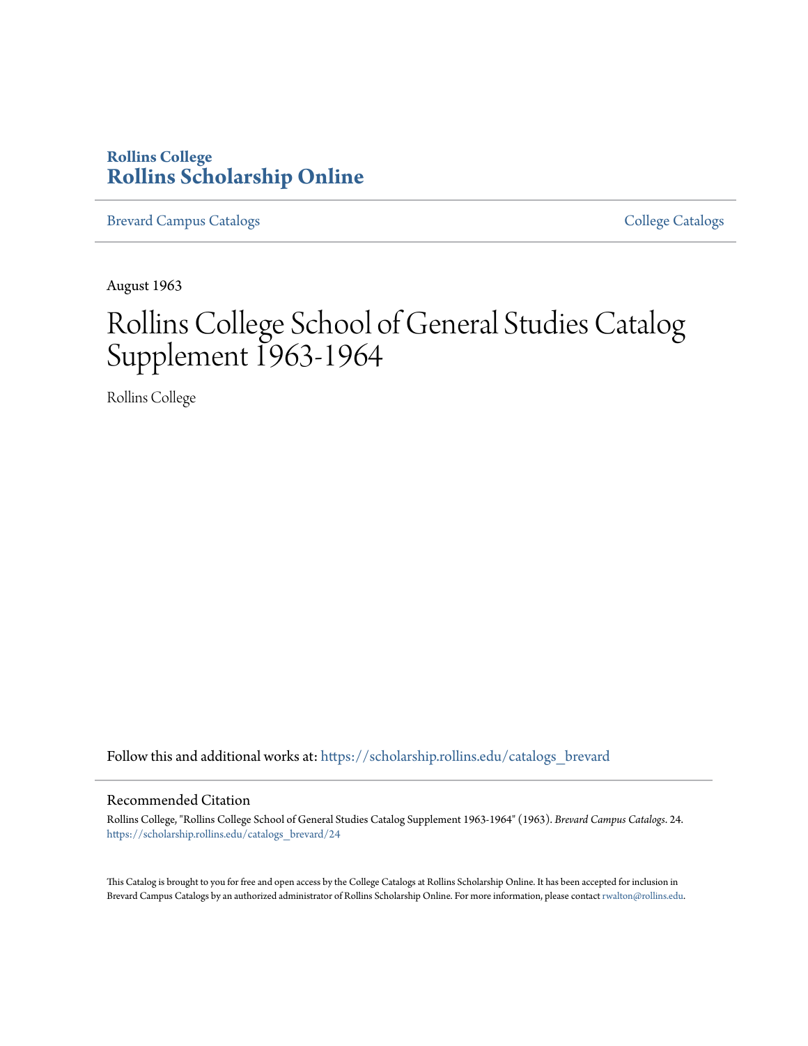Rollins College

# Rollins Scholarship Online

Brevard Campus Catalogs

College Catalogs

August 1963

# Rollins College School of General Studies Catalog Supplement 1963-1964

Rollins College

Follow this and additional works at: https://scholarship.rollins.edu/catalogs_brevard

## Recommended Citation

Rollins College, "Rollins College School of General Studies Catalog Supplement 1963-1964" (1963). *Brevard Campus Catalogs*. 24.
https://scholarship.rollins.edu/catalogs_brevard/24

This Catalog is brought to you for free and open access by the College Catalogs at Rollins Scholarship Online. It has been accepted for inclusion in Brevard Campus Catalogs by an authorized administrator of Rollins Scholarship Online. For more information, please contact rwalton@rollins.edu.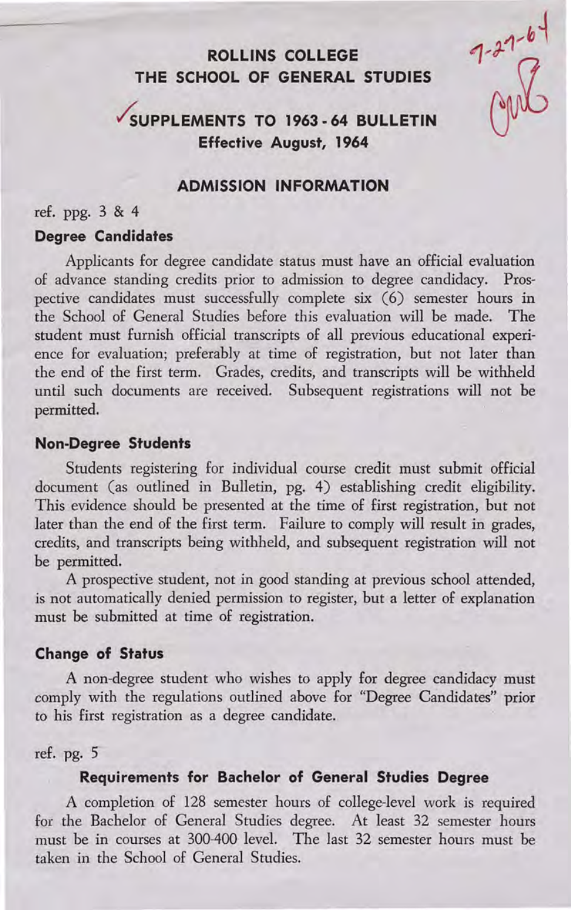# ROLLINS COLLEGE
# THE SCHOOL OF GENERAL STUDIES

7-27-64

## ✓SUPPLEMENTS TO 1963-64 BULLETIN
**Effective August, 1964**

## ADMISSION INFORMATION

ref. ppg. 3 & 4

### Degree Candidates

Applicants for degree candidate status must have an official evaluation of advance standing credits prior to admission to degree candidacy. Prospective candidates must successfully complete six (6) semester hours in the School of General Studies before this evaluation will be made. The student must furnish official transcripts of all previous educational experience for evaluation; preferably at time of registration, but not later than the end of the first term. Grades, credits, and transcripts will be withheld until such documents are received. Subsequent registrations will not be permitted.

### Non-Degree Students

Students registering for individual course credit must submit official document (as outlined in Bulletin, pg. 4) establishing credit eligibility. This evidence should be presented at the time of first registration, but not later than the end of the first term. Failure to comply will result in grades, credits, and transcripts being withheld, and subsequent registration will not be permitted.

A prospective student, not in good standing at previous school attended, is not automatically denied permission to register, but a letter of explanation must be submitted at time of registration.

### Change of Status

A non-degree student who wishes to apply for degree candidacy must comply with the regulations outlined above for "Degree Candidates" prior to his first registration as a degree candidate.

ref. pg. 5

### Requirements for Bachelor of General Studies Degree

A completion of 128 semester hours of college-level work is required for the Bachelor of General Studies degree. At least 32 semester hours must be in courses at 300-400 level. The last 32 semester hours must be taken in the School of General Studies.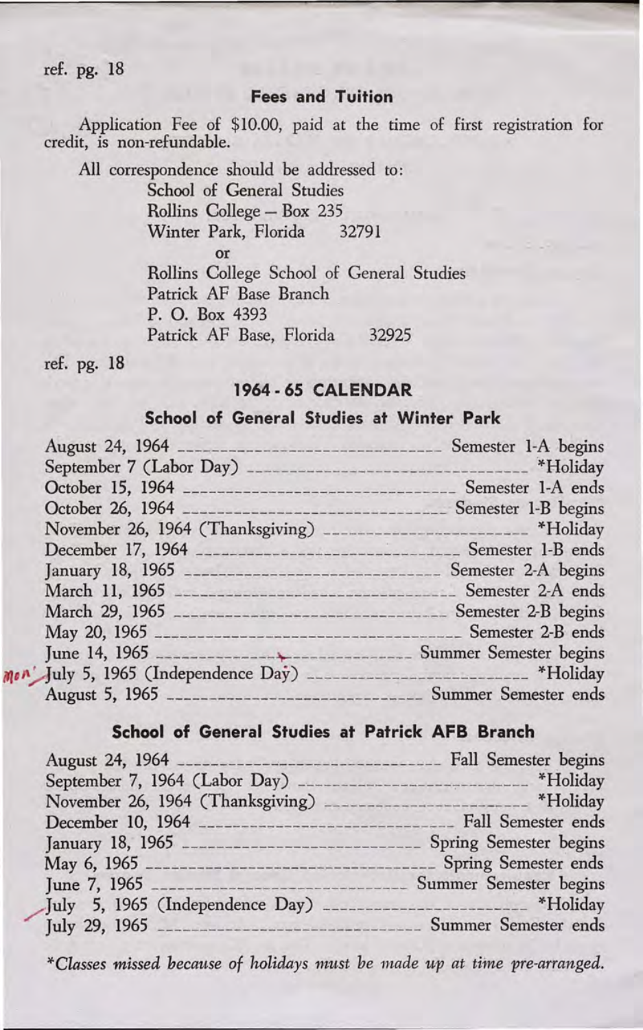ref. pg. 18

## Fees and Tuition

Application Fee of $10.00, paid at the time of first registration for credit, is non-refundable.

All correspondence should be addressed to:

School of General Studies
Rollins College — Box 235
Winter Park, Florida 32791

or

Rollins College School of General Studies
Patrick AF Base Branch
P. O. Box 4393
Patrick AF Base, Florida 32925

ref. pg. 18

## 1964 - 65 CALENDAR

### School of General Studies at Winter Park

| | |
|---|---|
| August 24, 1964 | Semester 1-A begins |
| September 7 (Labor Day) | *Holiday |
| October 15, 1964 | Semester 1-A ends |
| October 26, 1964 | Semester 1-B begins |
| November 26, 1964 (Thanksgiving) | *Holiday |
| December 17, 1964 | Semester 1-B ends |
| January 18, 1965 | Semester 2-A begins |
| March 11, 1965 | Semester 2-A ends |
| March 29, 1965 | Semester 2-B begins |
| May 20, 1965 | Semester 2-B ends |
| June 14, 1965 | Summer Semester begins |
| Mon' July 5, 1965 (Independence Day) | *Holiday |
| August 5, 1965 | Summer Semester ends |

### School of General Studies at Patrick AFB Branch

| | |
|---|---|
| August 24, 1964 | Fall Semester begins |
| September 7, 1964 (Labor Day) | *Holiday |
| November 26, 1964 (Thanksgiving) | *Holiday |
| December 10, 1964 | Fall Semester ends |
| January 18, 1965 | Spring Semester begins |
| May 6, 1965 | Spring Semester ends |
| June 7, 1965 | Summer Semester begins |
| July 5, 1965 (Independence Day) | *Holiday |
| July 29, 1965 | Summer Semester ends |

**Classes missed because of holidays must be made up at time pre-arranged.*